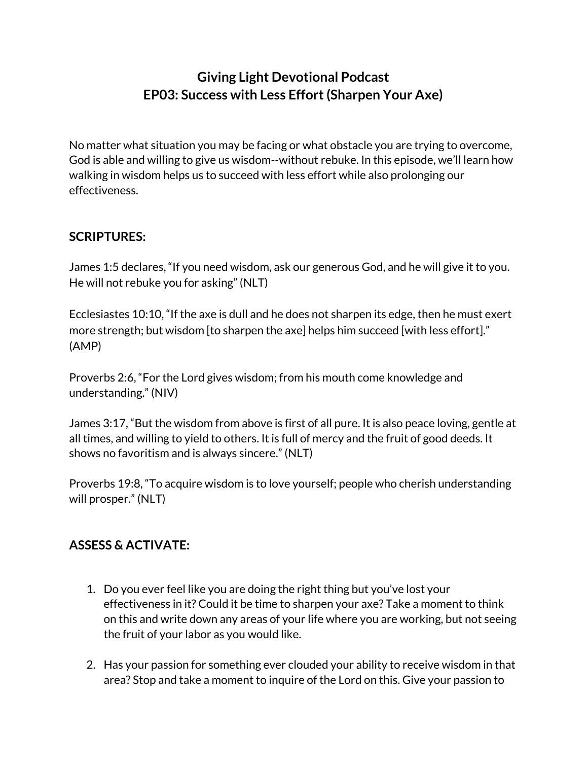# Giving Light Devotional Podcast
# EP03: Success with Less Effort (Sharpen Your Axe)

No matter what situation you may be facing or what obstacle you are trying to overcome, God is able and willing to give us wisdom--without rebuke. In this episode, we'll learn how walking in wisdom helps us to succeed with less effort while also prolonging our effectiveness.

## SCRIPTURES:

James 1:5 declares, "If you need wisdom, ask our generous God, and he will give it to you. He will not rebuke you for asking" (NLT)

Ecclesiastes 10:10, "If the axe is dull and he does not sharpen its edge, then he must exert more strength; but wisdom [to sharpen the axe] helps him succeed [with less effort]." (AMP)

Proverbs 2:6, "For the Lord gives wisdom; from his mouth come knowledge and understanding." (NIV)

James 3:17, "But the wisdom from above is first of all pure. It is also peace loving, gentle at all times, and willing to yield to others. It is full of mercy and the fruit of good deeds. It shows no favoritism and is always sincere." (NLT)

Proverbs 19:8, "To acquire wisdom is to love yourself; people who cherish understanding will prosper." (NLT)

## ASSESS & ACTIVATE:

1. Do you ever feel like you are doing the right thing but you've lost your effectiveness in it? Could it be time to sharpen your axe? Take a moment to think on this and write down any areas of your life where you are working, but not seeing the fruit of your labor as you would like.

2. Has your passion for something ever clouded your ability to receive wisdom in that area? Stop and take a moment to inquire of the Lord on this. Give your passion to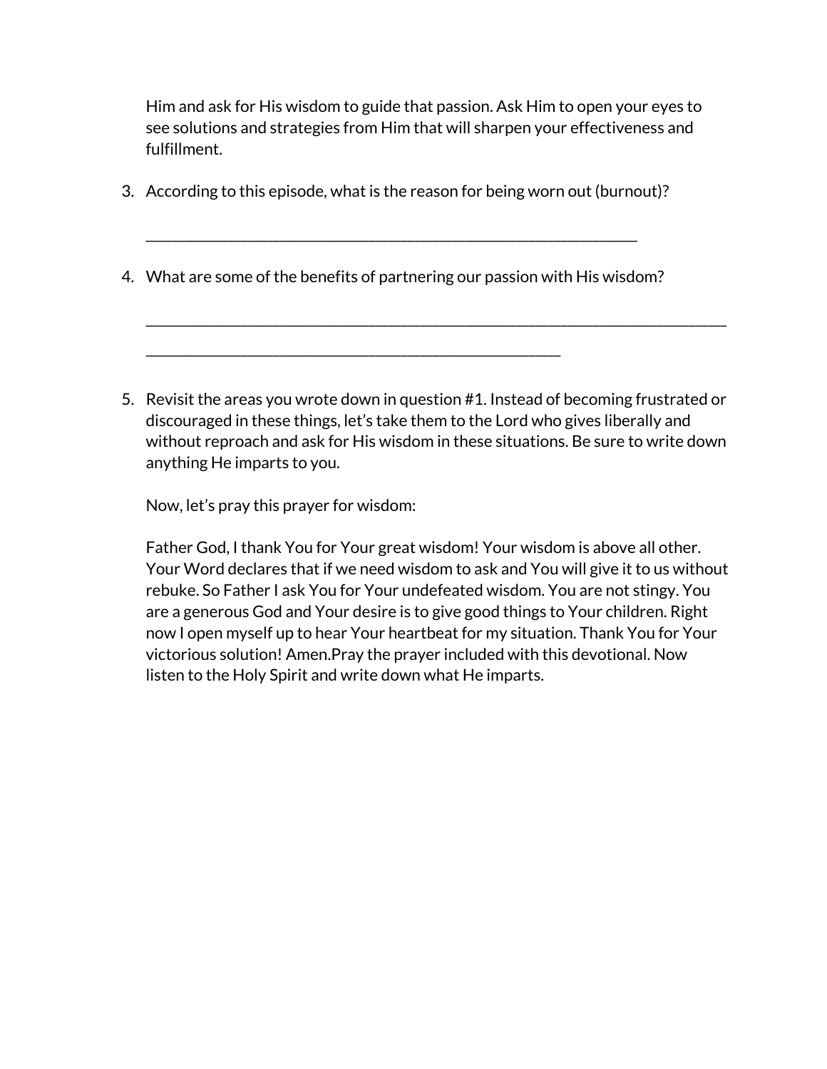Him and ask for His wisdom to guide that passion. Ask Him to open your eyes to see solutions and strategies from Him that will sharpen your effectiveness and fulfillment.

3. According to this episode, what is the reason for being worn out (burnout)?

   _______________________________________________________________

4. What are some of the benefits of partnering our passion with His wisdom?

   __________________________________________________________________________

   _____________________________________________________

5. Revisit the areas you wrote down in question #1. Instead of becoming frustrated or discouraged in these things, let's take them to the Lord who gives liberally and without reproach and ask for His wisdom in these situations. Be sure to write down anything He imparts to you.

   Now, let's pray this prayer for wisdom:

   Father God, I thank You for Your great wisdom! Your wisdom is above all other. Your Word declares that if we need wisdom to ask and You will give it to us without rebuke. So Father I ask You for Your undefeated wisdom. You are not stingy. You are a generous God and Your desire is to give good things to Your children. Right now I open myself up to hear Your heartbeat for my situation. Thank You for Your victorious solution! Amen.Pray the prayer included with this devotional. Now listen to the Holy Spirit and write down what He imparts.